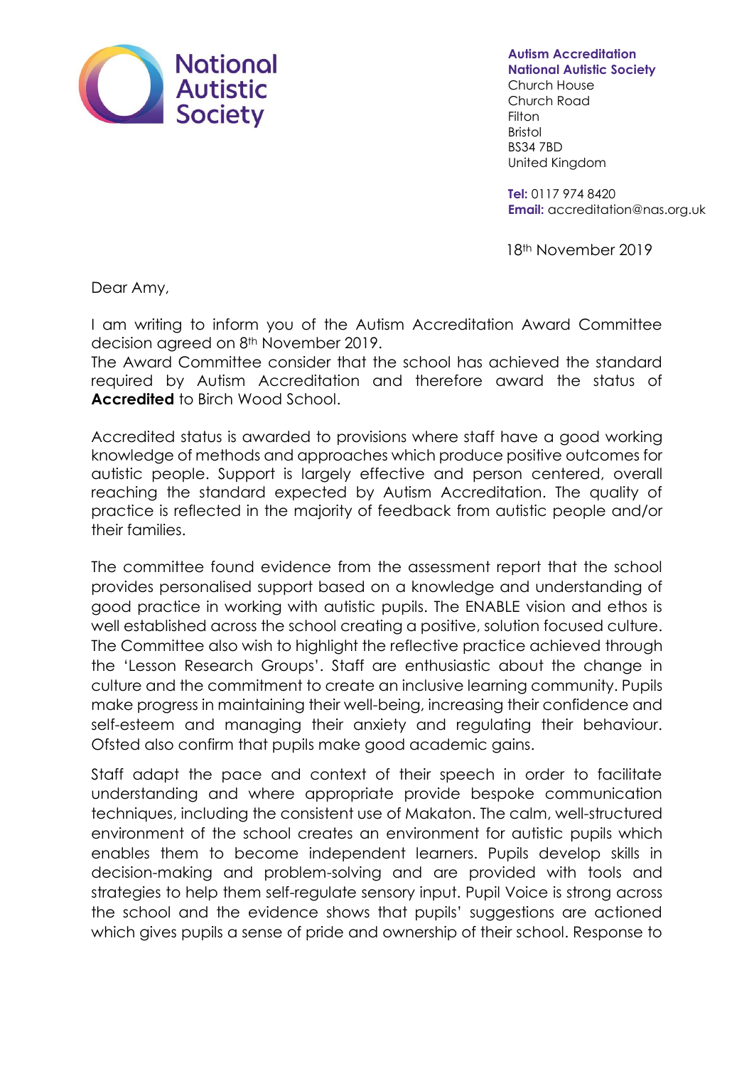National Autistic Society

**Autism Accreditation**
**National Autistic Society**
Church House
Church Road
Filton
Bristol
BS34 7BD
United Kingdom

**Tel:** 0117 974 8420
**Email:** accreditation@nas.org.uk

18th November 2019

Dear Amy,

I am writing to inform you of the Autism Accreditation Award Committee decision agreed on 8th November 2019.
The Award Committee consider that the school has achieved the standard required by Autism Accreditation and therefore award the status of **Accredited** to Birch Wood School.

Accredited status is awarded to provisions where staff have a good working knowledge of methods and approaches which produce positive outcomes for autistic people. Support is largely effective and person centered, overall reaching the standard expected by Autism Accreditation. The quality of practice is reflected in the majority of feedback from autistic people and/or their families.

The committee found evidence from the assessment report that the school provides personalised support based on a knowledge and understanding of good practice in working with autistic pupils. The ENABLE vision and ethos is well established across the school creating a positive, solution focused culture. The Committee also wish to highlight the reflective practice achieved through the 'Lesson Research Groups'. Staff are enthusiastic about the change in culture and the commitment to create an inclusive learning community. Pupils make progress in maintaining their well-being, increasing their confidence and self-esteem and managing their anxiety and regulating their behaviour. Ofsted also confirm that pupils make good academic gains.

Staff adapt the pace and context of their speech in order to facilitate understanding and where appropriate provide bespoke communication techniques, including the consistent use of Makaton. The calm, well-structured environment of the school creates an environment for autistic pupils which enables them to become independent learners. Pupils develop skills in decision-making and problem-solving and are provided with tools and strategies to help them self-regulate sensory input. Pupil Voice is strong across the school and the evidence shows that pupils' suggestions are actioned which gives pupils a sense of pride and ownership of their school. Response to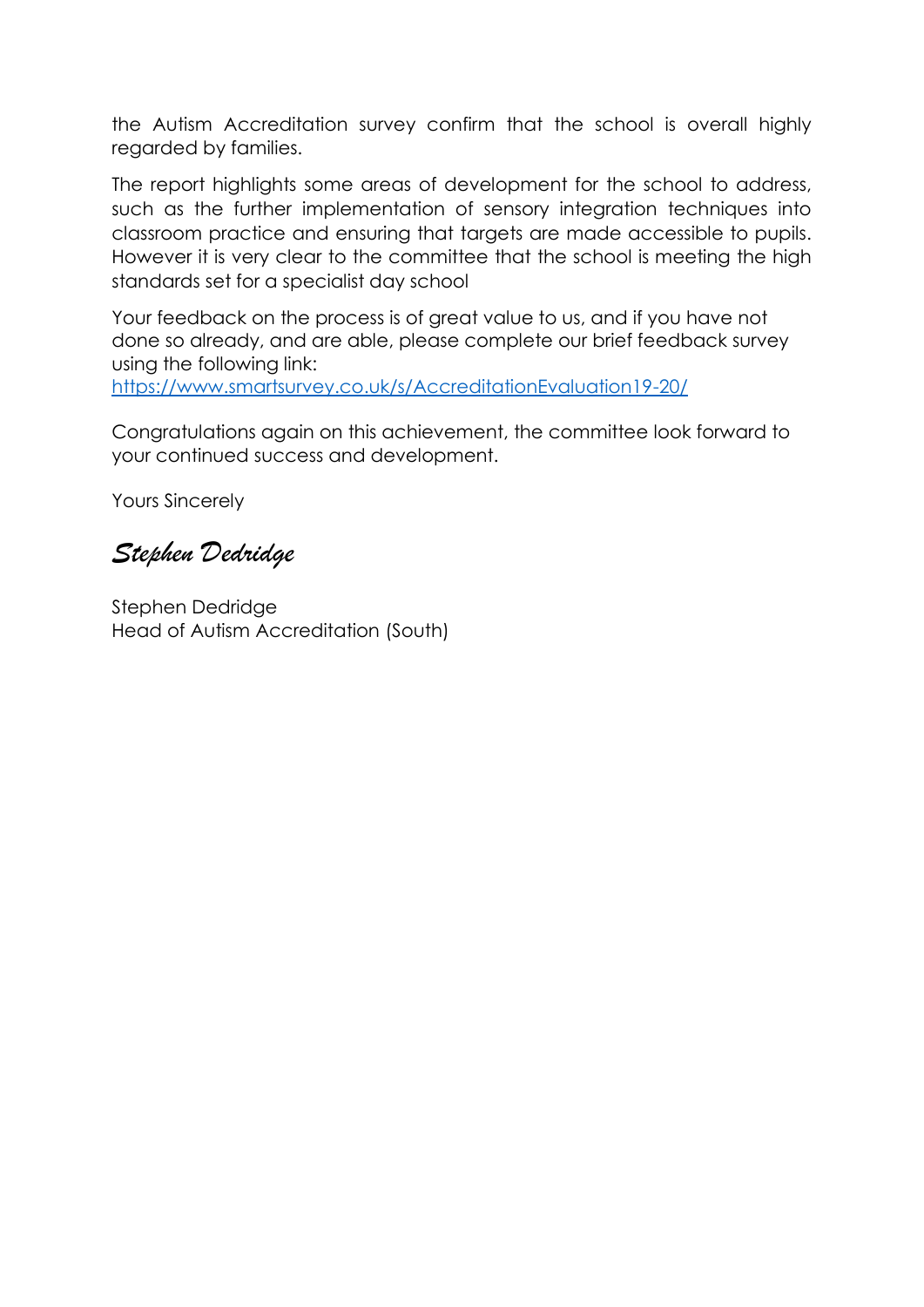the Autism Accreditation survey confirm that the school is overall highly regarded by families.

The report highlights some areas of development for the school to address, such as the further implementation of sensory integration techniques into classroom practice and ensuring that targets are made accessible to pupils. However it is very clear to the committee that the school is meeting the high standards set for a specialist day school

Your feedback on the process is of great value to us, and if you have not done so already, and are able, please complete our brief feedback survey using the following link:
https://www.smartsurvey.co.uk/s/AccreditationEvaluation19-20/

Congratulations again on this achievement, the committee look forward to your continued success and development.

Yours Sincerely

*Stephen Dedridge*

Stephen Dedridge
Head of Autism Accreditation (South)